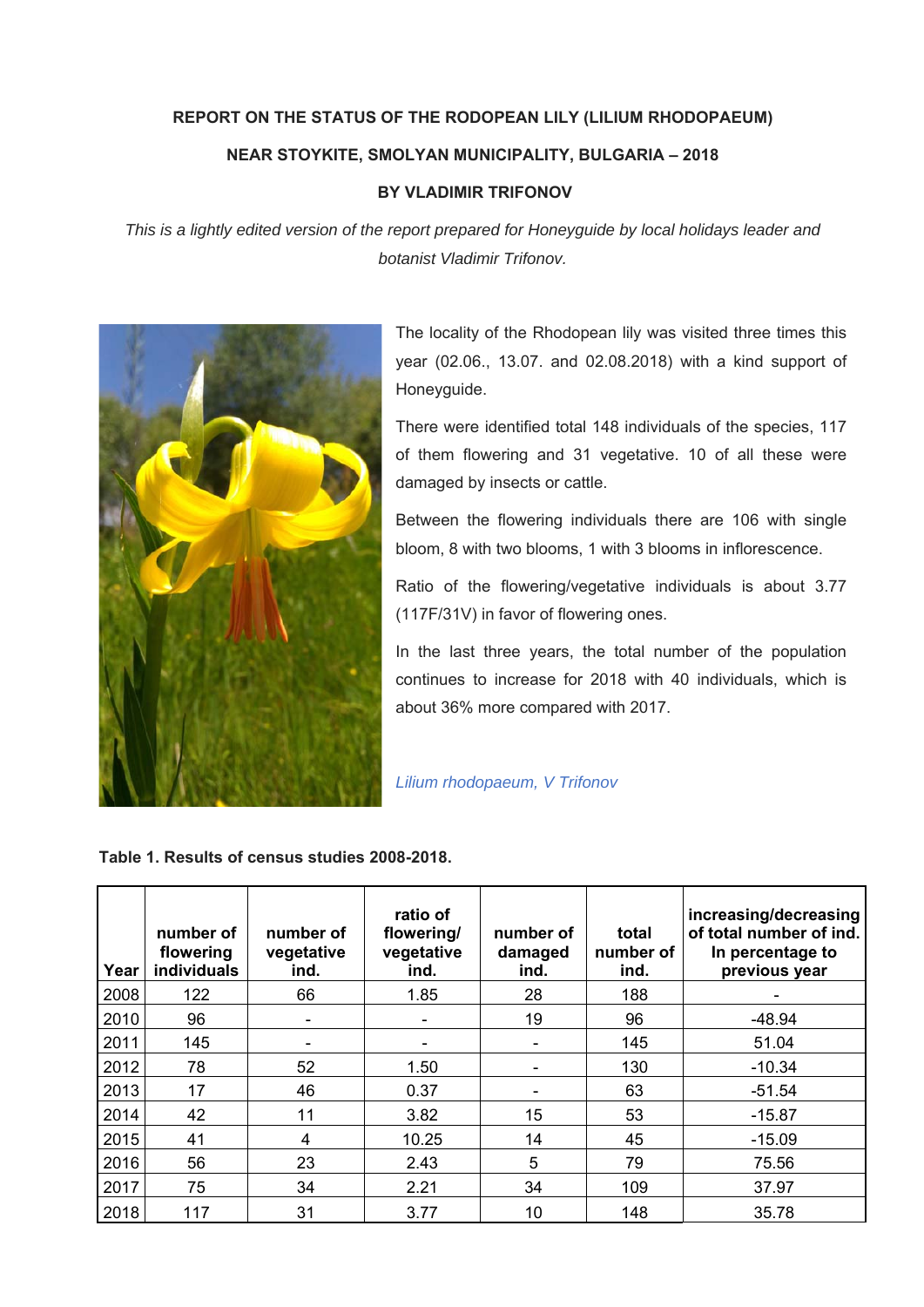# REPORT ON THE STATUS OF THE RODOPEAN LILY (LILIUM RHODOPAEUM) NEAR STOYKITE, SMOLYAN MUNICIPALITY, BULGARIA – 2018

## BY VLADIMIR TRIFONOV

*This is a lightly edited version of the report prepared for Honeyguide by local holidays leader and botanist Vladimir Trifonov.*

The locality of the Rhodopean lily was visited three times this year (02.06., 13.07. and 02.08.2018) with a kind support of Honeyguide.

There were identified total 148 individuals of the species, 117 of them flowering and 31 vegetative. 10 of all these were damaged by insects or cattle.

Between the flowering individuals there are 106 with single bloom, 8 with two blooms, 1 with 3 blooms in inflorescence.

Ratio of the flowering/vegetative individuals is about 3.77 (117F/31V) in favor of flowering ones.

In the last three years, the total number of the population continues to increase for 2018 with 40 individuals, which is about 36% more compared with 2017.

*Lilium rhodopaeum, V Trifonov*

**Table 1. Results of census studies 2008-2018.**

| Year | number of flowering individuals | number of vegetative ind. | ratio of flowering/ vegetative ind. | number of damaged ind. | total number of ind. | increasing/decreasing of total number of ind. In percentage to previous year |
|---|---|---|---|---|---|---|
| 2008 | 122 | 66 | 1.85 | 28 | 188 | - |
| 2010 | 96 | - | - | 19 | 96 | -48.94 |
| 2011 | 145 | - | - | - | 145 | 51.04 |
| 2012 | 78 | 52 | 1.50 | - | 130 | -10.34 |
| 2013 | 17 | 46 | 0.37 | - | 63 | -51.54 |
| 2014 | 42 | 11 | 3.82 | 15 | 53 | -15.87 |
| 2015 | 41 | 4 | 10.25 | 14 | 45 | -15.09 |
| 2016 | 56 | 23 | 2.43 | 5 | 79 | 75.56 |
| 2017 | 75 | 34 | 2.21 | 34 | 109 | 37.97 |
| 2018 | 117 | 31 | 3.77 | 10 | 148 | 35.78 |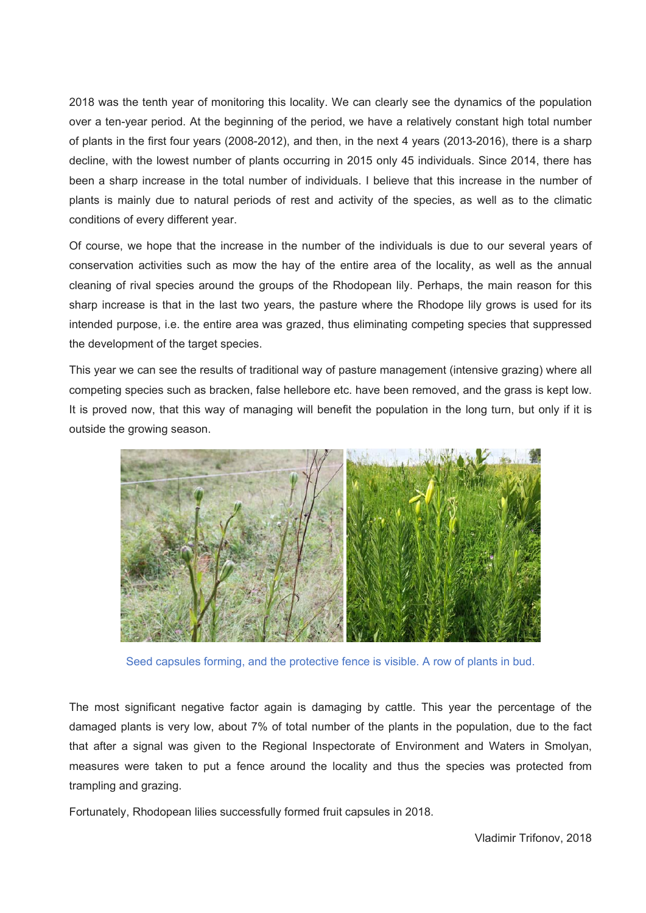2018 was the tenth year of monitoring this locality. We can clearly see the dynamics of the population over a ten-year period. At the beginning of the period, we have a relatively constant high total number of plants in the first four years (2008-2012), and then, in the next 4 years (2013-2016), there is a sharp decline, with the lowest number of plants occurring in 2015 only 45 individuals. Since 2014, there has been a sharp increase in the total number of individuals. I believe that this increase in the number of plants is mainly due to natural periods of rest and activity of the species, as well as to the climatic conditions of every different year.

Of course, we hope that the increase in the number of the individuals is due to our several years of conservation activities such as mow the hay of the entire area of the locality, as well as the annual cleaning of rival species around the groups of the Rhodopean lily. Perhaps, the main reason for this sharp increase is that in the last two years, the pasture where the Rhodope lily grows is used for its intended purpose, i.e. the entire area was grazed, thus eliminating competing species that suppressed the development of the target species.

This year we can see the results of traditional way of pasture management (intensive grazing) where all competing species such as bracken, false hellebore etc. have been removed, and the grass is kept low. It is proved now, that this way of managing will benefit the population in the long turn, but only if it is outside the growing season.

Seed capsules forming, and the protective fence is visible. A row of plants in bud.

The most significant negative factor again is damaging by cattle. This year the percentage of the damaged plants is very low, about 7% of total number of the plants in the population, due to the fact that after a signal was given to the Regional Inspectorate of Environment and Waters in Smolyan, measures were taken to put a fence around the locality and thus the species was protected from trampling and grazing.

Fortunately, Rhodopean lilies successfully formed fruit capsules in 2018.

Vladimir Trifonov, 2018